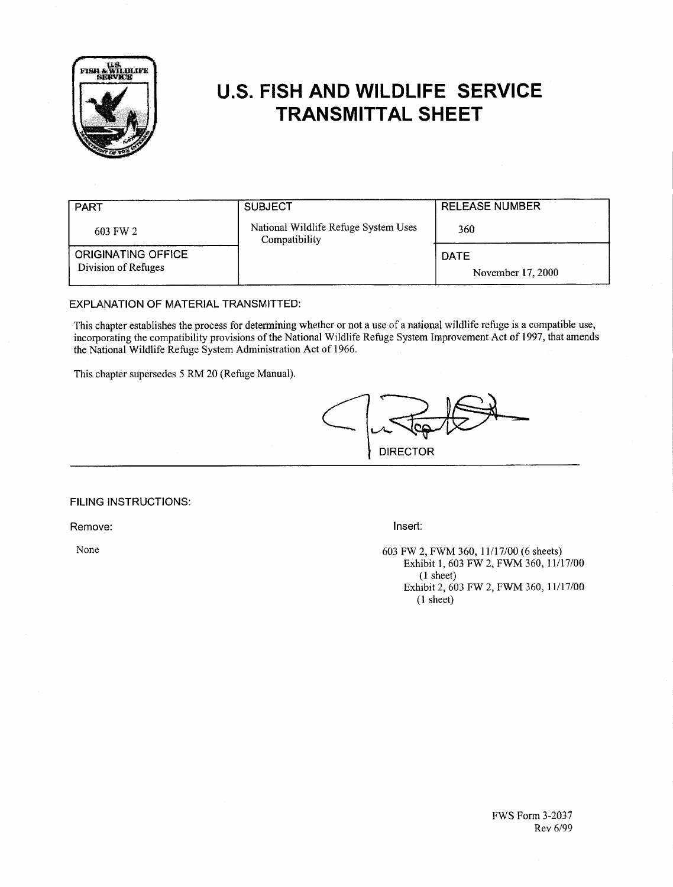# U.S. FISH AND WILDLIFE SERVICE TRANSMITTAL SHEET

| PART | SUBJECT | RELEASE NUMBER |
|---|---|---|
| 603 FW 2 | National Wildlife Refuge System Uses Compatibility | 360 |
| ORIGINATING OFFICE | | DATE |
| Division of Refuges | | November 17, 2000 |

EXPLANATION OF MATERIAL TRANSMITTED:

This chapter establishes the process for determining whether or not a use of a national wildlife refuge is a compatible use, incorporating the compatibility provisions of the National Wildlife Refuge System Improvement Act of 1997, that amends the National Wildlife Refuge System Administration Act of 1966.

This chapter supersedes 5 RM 20 (Refuge Manual).

DIRECTOR

FILING INSTRUCTIONS:

Remove:

None

Insert:

603 FW 2, FWM 360, 11/17/00 (6 sheets)
Exhibit 1, 603 FW 2, FWM 360, 11/17/00 (1 sheet)
Exhibit 2, 603 FW 2, FWM 360, 11/17/00 (1 sheet)

FWS Form 3-2037
Rev 6/99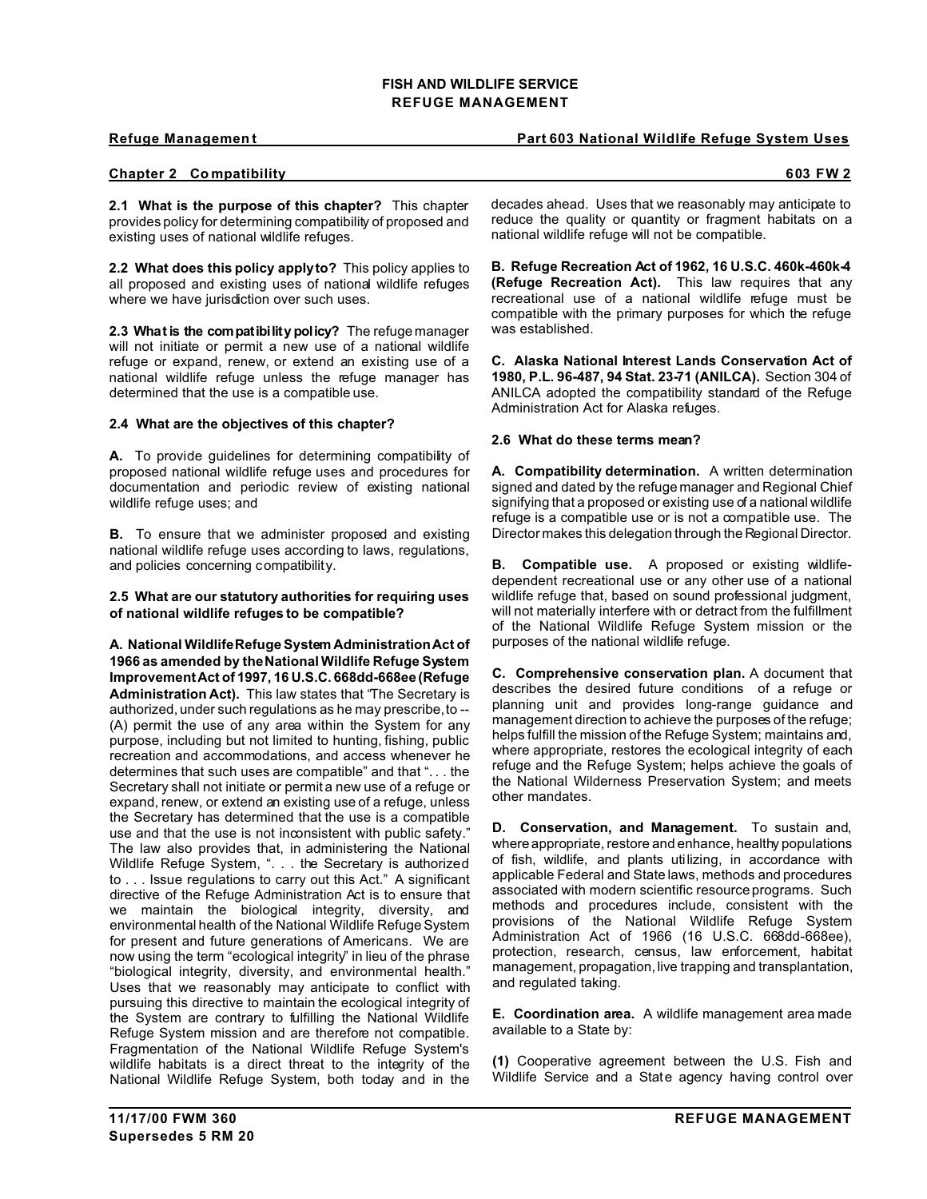**2.1 What is the purpose of this chapter?** This chapter provides policy for determining compatibility of proposed and existing uses of national wildlife refuges.

**2.2 What does this policy apply to?** This policy applies to all proposed and existing uses of national wildlife refuges where we have jurisdiction over such uses.

**2.3 What is the compatibility policy?** The refuge manager will not initiate or permit a new use of a national wildlife refuge or expand, renew, or extend an existing use of a national wildlife refuge unless the refuge manager has determined that the use is a compatible use.

**2.4 What are the objectives of this chapter?**

**A.** To provide guidelines for determining compatibility of proposed national wildlife refuge uses and procedures for documentation and periodic review of existing national wildlife refuge uses; and

**B.** To ensure that we administer proposed and existing national wildlife refuge uses according to laws, regulations, and policies concerning compatibility.

**2.5 What are our statutory authorities for requiring uses of national wildlife refuges to be compatible?**

**A. National Wildlife Refuge System Administration Act of 1966 as amended by the National Wildlife Refuge System Improvement Act of 1997, 16 U.S.C. 668dd-668ee (Refuge Administration Act).** This law states that "The Secretary is authorized, under such regulations as he may prescribe, to -- (A) permit the use of any area within the System for any purpose, including but not limited to hunting, fishing, public recreation and accommodations, and access whenever he determines that such uses are compatible" and that ". . . the Secretary shall not initiate or permit a new use of a refuge or expand, renew, or extend an existing use of a refuge, unless the Secretary has determined that the use is a compatible use and that the use is not inconsistent with public safety." The law also provides that, in administering the National Wildlife Refuge System, ". . . the Secretary is authorized to . . . Issue regulations to carry out this Act." A significant directive of the Refuge Administration Act is to ensure that we maintain the biological integrity, diversity, and environmental health of the National Wildlife Refuge System for present and future generations of Americans. We are now using the term "ecological integrity" in lieu of the phrase "biological integrity, diversity, and environmental health." Uses that we reasonably may anticipate to conflict with pursuing this directive to maintain the ecological integrity of the System are contrary to fulfilling the National Wildlife Refuge System mission and are therefore not compatible. Fragmentation of the National Wildlife Refuge System's wildlife habitats is a direct threat to the integrity of the National Wildlife Refuge System, both today and in the decades ahead. Uses that we reasonably may anticipate to reduce the quality or quantity or fragment habitats on a national wildlife refuge will not be compatible.

**B. Refuge Recreation Act of 1962, 16 U.S.C. 460k-460k-4 (Refuge Recreation Act).** This law requires that any recreational use of a national wildlife refuge must be compatible with the primary purposes for which the refuge was established.

**C. Alaska National Interest Lands Conservation Act of 1980, P.L. 96-487, 94 Stat. 23-71 (ANILCA).** Section 304 of ANILCA adopted the compatibility standard of the Refuge Administration Act for Alaska refuges.

**2.6 What do these terms mean?**

**A. Compatibility determination.** A written determination signed and dated by the refuge manager and Regional Chief signifying that a proposed or existing use of a national wildlife refuge is a compatible use or is not a compatible use. The Director makes this delegation through the Regional Director.

**B. Compatible use.** A proposed or existing wildlife-dependent recreational use or any other use of a national wildlife refuge that, based on sound professional judgment, will not materially interfere with or detract from the fulfillment of the National Wildlife Refuge System mission or the purposes of the national wildlife refuge.

**C. Comprehensive conservation plan.** A document that describes the desired future conditions of a refuge or planning unit and provides long-range guidance and management direction to achieve the purposes of the refuge; helps fulfill the mission of the Refuge System; maintains and, where appropriate, restores the ecological integrity of each refuge and the Refuge System; helps achieve the goals of the National Wilderness Preservation System; and meets other mandates.

**D. Conservation, and Management.** To sustain and, where appropriate, restore and enhance, healthy populations of fish, wildlife, and plants utilizing, in accordance with applicable Federal and State laws, methods and procedures associated with modern scientific resource programs. Such methods and procedures include, consistent with the provisions of the National Wildlife Refuge System Administration Act of 1966 (16 U.S.C. 668dd-668ee), protection, research, census, law enforcement, habitat management, propagation, live trapping and transplantation, and regulated taking.

**E. Coordination area.** A wildlife management area made available to a State by:

**(1)** Cooperative agreement between the U.S. Fish and Wildlife Service and a State agency having control over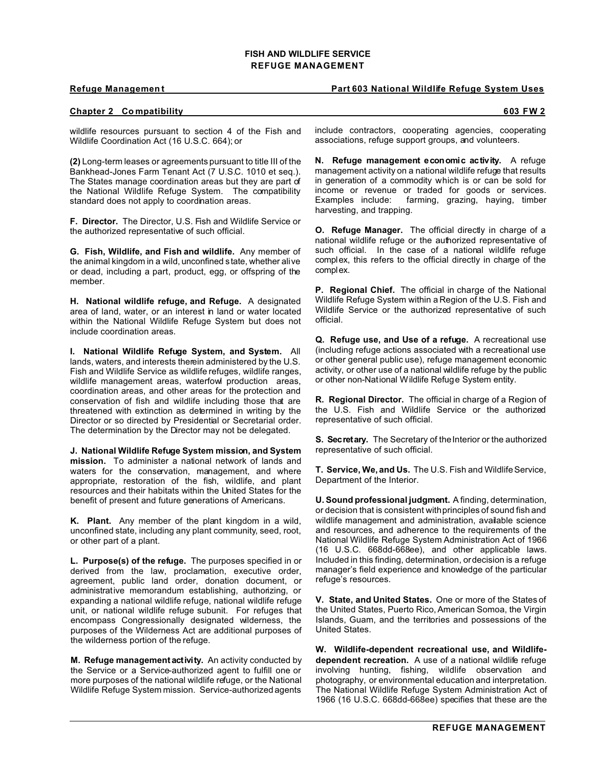wildlife resources pursuant to section 4 of the Fish and Wildlife Coordination Act (16 U.S.C. 664); or

**(2)** Long-term leases or agreements pursuant to title III of the Bankhead-Jones Farm Tenant Act (7 U.S.C. 1010 et seq.). The States manage coordination areas but they are part of the National Wildlife Refuge System. The compatibility standard does not apply to coordination areas.

**F. Director.** The Director, U.S. Fish and Wildlife Service or the authorized representative of such official.

**G. Fish, Wildlife, and Fish and wildlife.** Any member of the animal kingdom in a wild, unconfined state, whether alive or dead, including a part, product, egg, or offspring of the member.

**H. National wildlife refuge, and Refuge.** A designated area of land, water, or an interest in land or water located within the National Wildlife Refuge System but does not include coordination areas.

**I. National Wildlife Refuge System, and System.** All lands, waters, and interests therein administered by the U.S. Fish and Wildlife Service as wildlife refuges, wildlife ranges, wildlife management areas, waterfowl production areas, coordination areas, and other areas for the protection and conservation of fish and wildlife including those that are threatened with extinction as determined in writing by the Director or so directed by Presidential or Secretarial order. The determination by the Director may not be delegated.

**J. National Wildlife Refuge System mission, and System mission.** To administer a national network of lands and waters for the conservation, management, and where appropriate, restoration of the fish, wildlife, and plant resources and their habitats within the United States for the benefit of present and future generations of Americans.

**K. Plant.** Any member of the plant kingdom in a wild, unconfined state, including any plant community, seed, root, or other part of a plant.

**L. Purpose(s) of the refuge.** The purposes specified in or derived from the law, proclamation, executive order, agreement, public land order, donation document, or administrative memorandum establishing, authorizing, or expanding a national wildlife refuge, national wildlife refuge unit, or national wildlife refuge subunit. For refuges that encompass Congressionally designated wilderness, the purposes of the Wilderness Act are additional purposes of the wilderness portion of the refuge.

**M. Refuge management activity.** An activity conducted by the Service or a Service-authorized agent to fulfill one or more purposes of the national wildlife refuge, or the National Wildlife Refuge System mission. Service-authorized agents include contractors, cooperating agencies, cooperating associations, refuge support groups, and volunteers.

**N. Refuge management economic activity.** A refuge management activity on a national wildlife refuge that results in generation of a commodity which is or can be sold for income or revenue or traded for goods or services. Examples include: farming, grazing, haying, timber harvesting, and trapping.

**O. Refuge Manager.** The official directly in charge of a national wildlife refuge or the authorized representative of such official. In the case of a national wildlife refuge complex, this refers to the official directly in charge of the complex.

**P. Regional Chief.** The official in charge of the National Wildlife Refuge System within a Region of the U.S. Fish and Wildlife Service or the authorized representative of such official.

**Q. Refuge use, and Use of a refuge.** A recreational use (including refuge actions associated with a recreational use or other general public use), refuge management economic activity, or other use of a national wildlife refuge by the public or other non-National Wildlife Refuge System entity.

**R. Regional Director.** The official in charge of a Region of the U.S. Fish and Wildlife Service or the authorized representative of such official.

**S. Secretary.** The Secretary of the Interior or the authorized representative of such official.

**T. Service, We, and Us.** The U.S. Fish and Wildlife Service, Department of the Interior.

**U. Sound professional judgment.** A finding, determination, or decision that is consistent with principles of sound fish and wildlife management and administration, available science and resources, and adherence to the requirements of the National Wildlife Refuge System Administration Act of 1966 (16 U.S.C. 668dd-668ee), and other applicable laws. Included in this finding, determination, or decision is a refuge manager's field experience and knowledge of the particular refuge's resources.

**V. State, and United States.** One or more of the States of the United States, Puerto Rico, American Somoa, the Virgin Islands, Guam, and the territories and possessions of the United States.

**W. Wildlife-dependent recreational use, and Wildlife-dependent recreation.** A use of a national wildlife refuge involving hunting, fishing, wildlife observation and photography, or environmental education and interpretation. The National Wildlife Refuge System Administration Act of 1966 (16 U.S.C. 668dd-668ee) specifies that these are the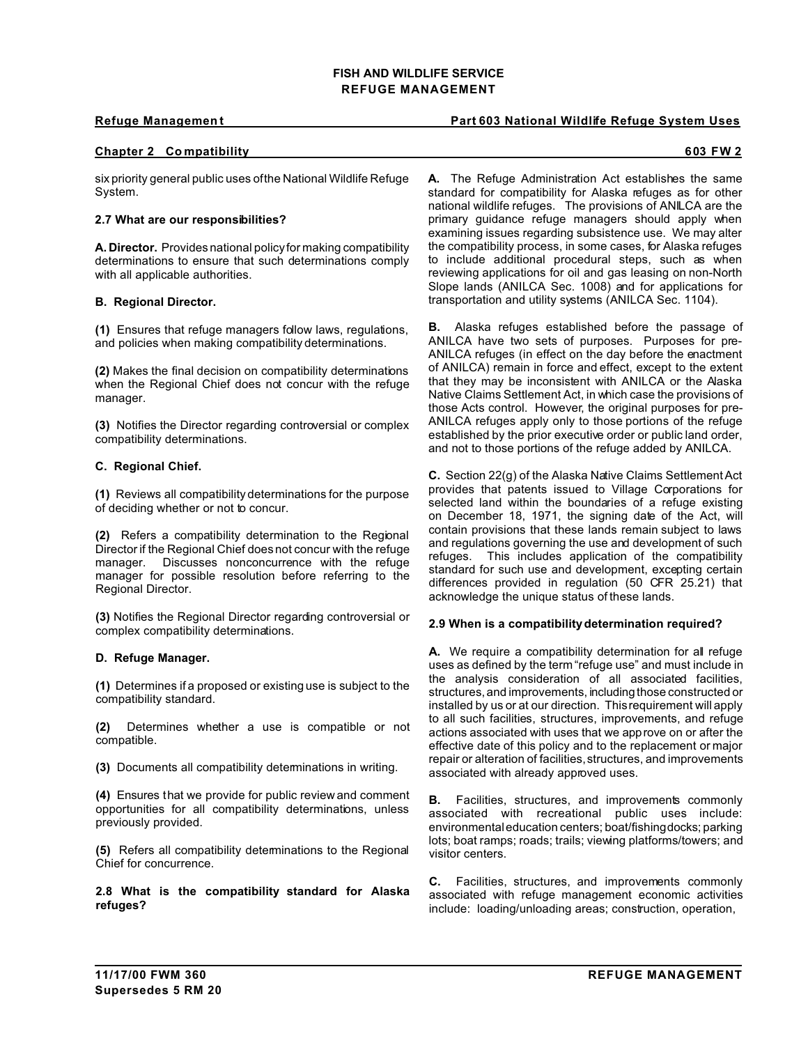six priority general public uses of the National Wildlife Refuge System.

**2.7 What are our responsibilities?**

**A. Director.** Provides national policy for making compatibility determinations to ensure that such determinations comply with all applicable authorities.

**B. Regional Director.**

**(1)** Ensures that refuge managers follow laws, regulations, and policies when making compatibility determinations.

**(2)** Makes the final decision on compatibility determinations when the Regional Chief does not concur with the refuge manager.

**(3)** Notifies the Director regarding controversial or complex compatibility determinations.

**C. Regional Chief.**

**(1)** Reviews all compatibility determinations for the purpose of deciding whether or not to concur.

**(2)** Refers a compatibility determination to the Regional Director if the Regional Chief does not concur with the refuge manager. Discusses nonconcurrence with the refuge manager for possible resolution before referring to the Regional Director.

**(3)** Notifies the Regional Director regarding controversial or complex compatibility determinations.

**D. Refuge Manager.**

**(1)** Determines if a proposed or existing use is subject to the compatibility standard.

**(2)** Determines whether a use is compatible or not compatible.

**(3)** Documents all compatibility determinations in writing.

**(4)** Ensures that we provide for public review and comment opportunities for all compatibility determinations, unless previously provided.

**(5)** Refers all compatibility determinations to the Regional Chief for concurrence.

**2.8 What is the compatibility standard for Alaska refuges?**

**A.** The Refuge Administration Act establishes the same standard for compatibility for Alaska refuges as for other national wildlife refuges. The provisions of ANILCA are the primary guidance refuge managers should apply when examining issues regarding subsistence use. We may alter the compatibility process, in some cases, for Alaska refuges to include additional procedural steps, such as when reviewing applications for oil and gas leasing on non-North Slope lands (ANILCA Sec. 1008) and for applications for transportation and utility systems (ANILCA Sec. 1104).

**B.** Alaska refuges established before the passage of ANILCA have two sets of purposes. Purposes for pre-ANILCA refuges (in effect on the day before the enactment of ANILCA) remain in force and effect, except to the extent that they may be inconsistent with ANILCA or the Alaska Native Claims Settlement Act, in which case the provisions of those Acts control. However, the original purposes for pre-ANILCA refuges apply only to those portions of the refuge established by the prior executive order or public land order, and not to those portions of the refuge added by ANILCA.

**C.** Section 22(g) of the Alaska Native Claims Settlement Act provides that patents issued to Village Corporations for selected land within the boundaries of a refuge existing on December 18, 1971, the signing date of the Act, will contain provisions that these lands remain subject to laws and regulations governing the use and development of such refuges. This includes application of the compatibility standard for such use and development, excepting certain differences provided in regulation (50 CFR 25.21) that acknowledge the unique status of these lands.

**2.9 When is a compatibility determination required?**

**A.** We require a compatibility determination for all refuge uses as defined by the term "refuge use" and must include in the analysis consideration of all associated facilities, structures, and improvements, including those constructed or installed by us or at our direction. This requirement will apply to all such facilities, structures, improvements, and refuge actions associated with uses that we approve on or after the effective date of this policy and to the replacement or major repair or alteration of facilities, structures, and improvements associated with already approved uses.

**B.** Facilities, structures, and improvements commonly associated with recreational public uses include: environmental education centers; boat/fishing docks; parking lots; boat ramps; roads; trails; viewing platforms/towers; and visitor centers.

**C.** Facilities, structures, and improvements commonly associated with refuge management economic activities include: loading/unloading areas; construction, operation,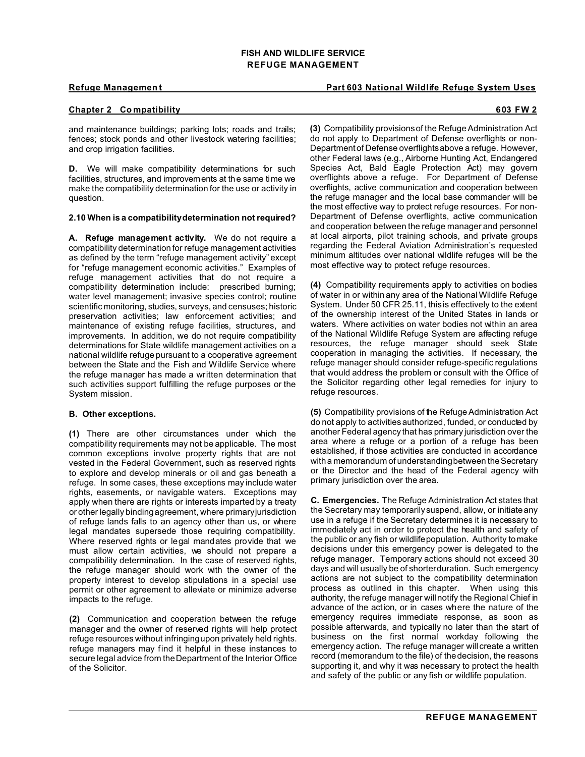and maintenance buildings; parking lots; roads and trails; fences; stock ponds and other livestock watering facilities; and crop irrigation facilities.

**D.** We will make compatibility determinations for such facilities, structures, and improvements at the same time we make the compatibility determination for the use or activity in question.

### 2.10 When is a compatibility determination not required?

**A. Refuge management activity.** We do not require a compatibility determination for refuge management activities as defined by the term "refuge management activity" except for "refuge management economic activities." Examples of refuge management activities that do not require a compatibility determination include: prescribed burning; water level management; invasive species control; routine scientific monitoring, studies, surveys, and censuses; historic preservation activities; law enforcement activities; and maintenance of existing refuge facilities, structures, and improvements. In addition, we do not require compatibility determinations for State wildlife management activities on a national wildlife refuge pursuant to a cooperative agreement between the State and the Fish and Wildlife Service where the refuge manager has made a written determination that such activities support fulfilling the refuge purposes or the System mission.

**B. Other exceptions.**

**(1)** There are other circumstances under which the compatibility requirements may not be applicable. The most common exceptions involve property rights that are not vested in the Federal Government, such as reserved rights to explore and develop minerals or oil and gas beneath a refuge. In some cases, these exceptions may include water rights, easements, or navigable waters. Exceptions may apply when there are rights or interests imparted by a treaty or other legally binding agreement, where primary jurisdiction of refuge lands falls to an agency other than us, or where legal mandates supersede those requiring compatibility. Where reserved rights or legal mandates provide that we must allow certain activities, we should not prepare a compatibility determination. In the case of reserved rights, the refuge manager should work with the owner of the property interest to develop stipulations in a special use permit or other agreement to alleviate or minimize adverse impacts to the refuge.

**(2)** Communication and cooperation between the refuge manager and the owner of reserved rights will help protect refuge resources without infringing upon privately held rights. refuge managers may find it helpful in these instances to secure legal advice from the Department of the Interior Office of the Solicitor.

**(3)** Compatibility provisions of the Refuge Administration Act do not apply to Department of Defense overflights or non-Department of Defense overflights above a refuge. However, other Federal laws (e.g., Airborne Hunting Act, Endangered Species Act, Bald Eagle Protection Act) may govern overflights above a refuge. For Department of Defense overflights, active communication and cooperation between the refuge manager and the local base commander will be the most effective way to protect refuge resources. For non-Department of Defense overflights, active communication and cooperation between the refuge manager and personnel at local airports, pilot training schools, and private groups regarding the Federal Aviation Administration's requested minimum altitudes over national wildlife refuges will be the most effective way to protect refuge resources.

**(4)** Compatibility requirements apply to activities on bodies of water in or within any area of the National Wildlife Refuge System. Under 50 CFR 25.11, this is effectively to the extent of the ownership interest of the United States in lands or waters. Where activities on water bodies not within an area of the National Wildlife Refuge System are affecting refuge resources, the refuge manager should seek State cooperation in managing the activities. If necessary, the refuge manager should consider refuge-specific regulations that would address the problem or consult with the Office of the Solicitor regarding other legal remedies for injury to refuge resources.

**(5)** Compatibility provisions of the Refuge Administration Act do not apply to activities authorized, funded, or conducted by another Federal agency that has primary jurisdiction over the area where a refuge or a portion of a refuge has been established, if those activities are conducted in accordance with a memorandum of understanding between the Secretary or the Director and the head of the Federal agency with primary jurisdiction over the area.

**C. Emergencies.** The Refuge Administration Act states that the Secretary may temporarily suspend, allow, or initiate any use in a refuge if the Secretary determines it is necessary to immediately act in order to protect the health and safety of the public or any fish or wildlife population. Authority to make decisions under this emergency power is delegated to the refuge manager. Temporary actions should not exceed 30 days and will usually be of shorter duration. Such emergency actions are not subject to the compatibility determination process as outlined in this chapter. When using this authority, the refuge manager will notify the Regional Chief in advance of the action, or in cases where the nature of the emergency requires immediate response, as soon as possible afterwards, and typically no later than the start of business on the first normal workday following the emergency action. The refuge manager will create a written record (memorandum to the file) of the decision, the reasons supporting it, and why it was necessary to protect the health and safety of the public or any fish or wildlife population.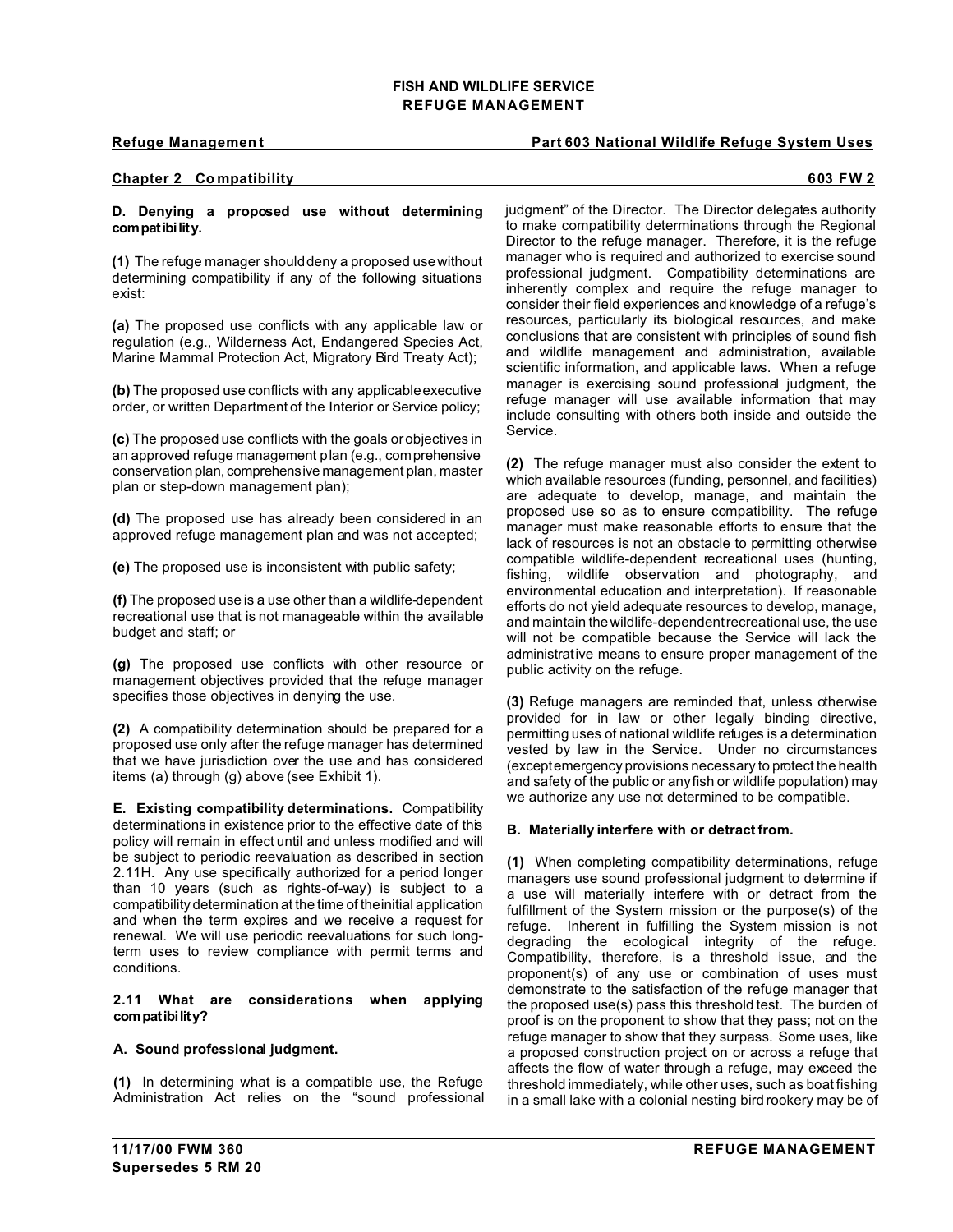**D. Denying a proposed use without determining compatibility.**

**(1)** The refuge manager should deny a proposed use without determining compatibility if any of the following situations exist:

**(a)** The proposed use conflicts with any applicable law or regulation (e.g., Wilderness Act, Endangered Species Act, Marine Mammal Protection Act, Migratory Bird Treaty Act);

**(b)** The proposed use conflicts with any applicable executive order, or written Department of the Interior or Service policy;

**(c)** The proposed use conflicts with the goals or objectives in an approved refuge management plan (e.g., comprehensive conservation plan, comprehensive management plan, master plan or step-down management plan);

**(d)** The proposed use has already been considered in an approved refuge management plan and was not accepted;

**(e)** The proposed use is inconsistent with public safety;

**(f)** The proposed use is a use other than a wildlife-dependent recreational use that is not manageable within the available budget and staff; or

**(g)** The proposed use conflicts with other resource or management objectives provided that the refuge manager specifies those objectives in denying the use.

**(2)** A compatibility determination should be prepared for a proposed use only after the refuge manager has determined that we have jurisdiction over the use and has considered items (a) through (g) above (see Exhibit 1).

**E. Existing compatibility determinations.** Compatibility determinations in existence prior to the effective date of this policy will remain in effect until and unless modified and will be subject to periodic reevaluation as described in section 2.11H. Any use specifically authorized for a period longer than 10 years (such as rights-of-way) is subject to a compatibility determination at the time of the initial application and when the term expires and we receive a request for renewal. We will use periodic reevaluations for such long-term uses to review compliance with permit terms and conditions.

### 2.11 What are considerations when applying compatibility?

**A. Sound professional judgment.**

**(1)** In determining what is a compatible use, the Refuge Administration Act relies on the "sound professional judgment" of the Director. The Director delegates authority to make compatibility determinations through the Regional Director to the refuge manager. Therefore, it is the refuge manager who is required and authorized to exercise sound professional judgment. Compatibility determinations are inherently complex and require the refuge manager to consider their field experiences and knowledge of a refuge's resources, particularly its biological resources, and make conclusions that are consistent with principles of sound fish and wildlife management and administration, available scientific information, and applicable laws. When a refuge manager is exercising sound professional judgment, the refuge manager will use available information that may include consulting with others both inside and outside the Service.

**(2)** The refuge manager must also consider the extent to which available resources (funding, personnel, and facilities) are adequate to develop, manage, and maintain the proposed use so as to ensure compatibility. The refuge manager must make reasonable efforts to ensure that the lack of resources is not an obstacle to permitting otherwise compatible wildlife-dependent recreational uses (hunting, fishing, wildlife observation and photography, and environmental education and interpretation). If reasonable efforts do not yield adequate resources to develop, manage, and maintain the wildlife-dependent recreational use, the use will not be compatible because the Service will lack the administrative means to ensure proper management of the public activity on the refuge.

**(3)** Refuge managers are reminded that, unless otherwise provided for in law or other legally binding directive, permitting uses of national wildlife refuges is a determination vested by law in the Service. Under no circumstances (except emergency provisions necessary to protect the health and safety of the public or any fish or wildlife population) may we authorize any use not determined to be compatible.

**B. Materially interfere with or detract from.**

**(1)** When completing compatibility determinations, refuge managers use sound professional judgment to determine if a use will materially interfere with or detract from the fulfillment of the System mission or the purpose(s) of the refuge. Inherent in fulfilling the System mission is not degrading the ecological integrity of the refuge. Compatibility, therefore, is a threshold issue, and the proponent(s) of any use or combination of uses must demonstrate to the satisfaction of the refuge manager that the proposed use(s) pass this threshold test. The burden of proof is on the proponent to show that they pass; not on the refuge manager to show that they surpass. Some uses, like a proposed construction project on or across a refuge that affects the flow of water through a refuge, may exceed the threshold immediately, while other uses, such as boat fishing in a small lake with a colonial nesting bird rookery may be of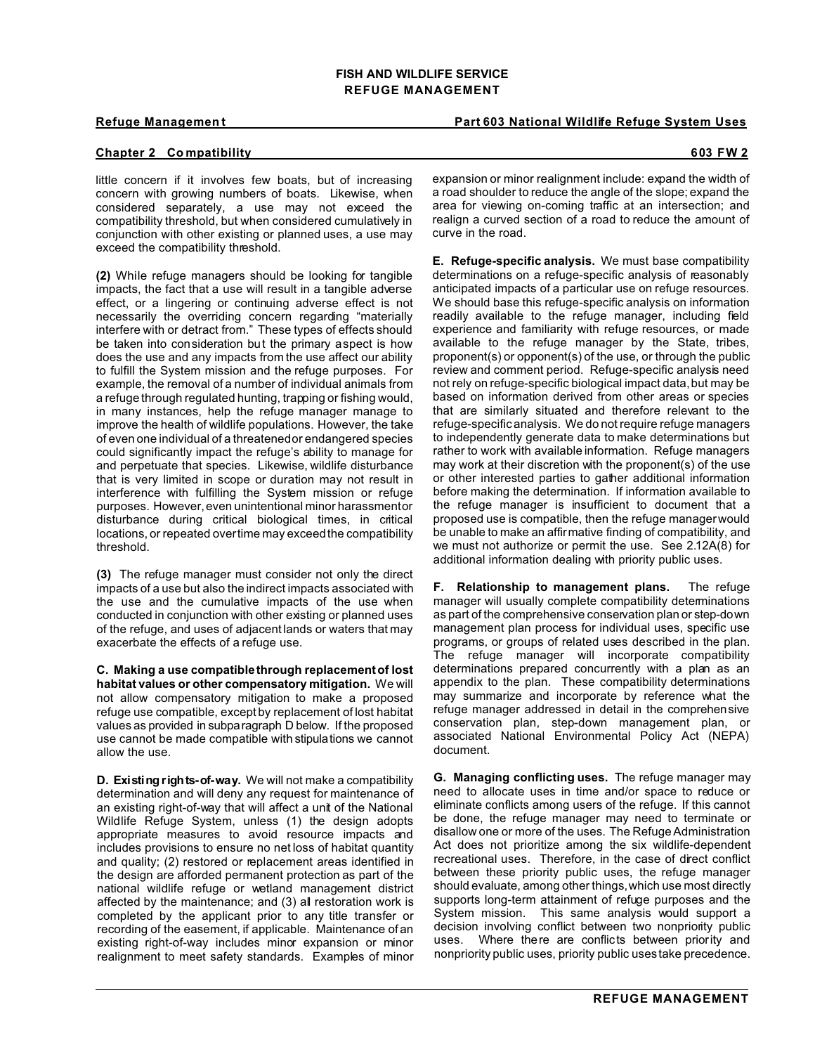little concern if it involves few boats, but of increasing concern with growing numbers of boats. Likewise, when considered separately, a use may not exceed the compatibility threshold, but when considered cumulatively in conjunction with other existing or planned uses, a use may exceed the compatibility threshold.

**(2)** While refuge managers should be looking for tangible impacts, the fact that a use will result in a tangible adverse effect, or a lingering or continuing adverse effect is not necessarily the overriding concern regarding "materially interfere with or detract from." These types of effects should be taken into consideration but the primary aspect is how does the use and any impacts from the use affect our ability to fulfill the System mission and the refuge purposes. For example, the removal of a number of individual animals from a refuge through regulated hunting, trapping or fishing would, in many instances, help the refuge manager manage to improve the health of wildlife populations. However, the take of even one individual of a threatened or endangered species could significantly impact the refuge's ability to manage for and perpetuate that species. Likewise, wildlife disturbance that is very limited in scope or duration may not result in interference with fulfilling the System mission or refuge purposes. However, even unintentional minor harassment or disturbance during critical biological times, in critical locations, or repeated over time may exceed the compatibility threshold.

**(3)** The refuge manager must consider not only the direct impacts of a use but also the indirect impacts associated with the use and the cumulative impacts of the use when conducted in conjunction with other existing or planned uses of the refuge, and uses of adjacent lands or waters that may exacerbate the effects of a refuge use.

**C. Making a use compatible through replacement of lost habitat values or other compensatory mitigation.** We will not allow compensatory mitigation to make a proposed refuge use compatible, except by replacement of lost habitat values as provided in subparagraph D below. If the proposed use cannot be made compatible with stipulations we cannot allow the use.

**D. Existing rights-of-way.** We will not make a compatibility determination and will deny any request for maintenance of an existing right-of-way that will affect a unit of the National Wildlife Refuge System, unless (1) the design adopts appropriate measures to avoid resource impacts and includes provisions to ensure no net loss of habitat quantity and quality; (2) restored or replacement areas identified in the design are afforded permanent protection as part of the national wildlife refuge or wetland management district affected by the maintenance; and (3) all restoration work is completed by the applicant prior to any title transfer or recording of the easement, if applicable. Maintenance of an existing right-of-way includes minor expansion or minor realignment to meet safety standards. Examples of minor expansion or minor realignment include: expand the width of a road shoulder to reduce the angle of the slope; expand the area for viewing on-coming traffic at an intersection; and realign a curved section of a road to reduce the amount of curve in the road.

**E. Refuge-specific analysis.** We must base compatibility determinations on a refuge-specific analysis of reasonably anticipated impacts of a particular use on refuge resources. We should base this refuge-specific analysis on information readily available to the refuge manager, including field experience and familiarity with refuge resources, or made available to the refuge manager by the State, tribes, proponent(s) or opponent(s) of the use, or through the public review and comment period. Refuge-specific analysis need not rely on refuge-specific biological impact data, but may be based on information derived from other areas or species that are similarly situated and therefore relevant to the refuge-specific analysis. We do not require refuge managers to independently generate data to make determinations but rather to work with available information. Refuge managers may work at their discretion with the proponent(s) of the use or other interested parties to gather additional information before making the determination. If information available to the refuge manager is insufficient to document that a proposed use is compatible, then the refuge manager would be unable to make an affirmative finding of compatibility, and we must not authorize or permit the use. See 2.12A(8) for additional information dealing with priority public uses.

**F. Relationship to management plans.** The refuge manager will usually complete compatibility determinations as part of the comprehensive conservation plan or step-down management plan process for individual uses, specific use programs, or groups of related uses described in the plan. The refuge manager will incorporate compatibility determinations prepared concurrently with a plan as an appendix to the plan. These compatibility determinations may summarize and incorporate by reference what the refuge manager addressed in detail in the comprehensive conservation plan, step-down management plan, or associated National Environmental Policy Act (NEPA) document.

**G. Managing conflicting uses.** The refuge manager may need to allocate uses in time and/or space to reduce or eliminate conflicts among users of the refuge. If this cannot be done, the refuge manager may need to terminate or disallow one or more of the uses. The Refuge Administration Act does not prioritize among the six wildlife-dependent recreational uses. Therefore, in the case of direct conflict between these priority public uses, the refuge manager should evaluate, among other things, which use most directly supports long-term attainment of refuge purposes and the System mission. This same analysis would support a decision involving conflict between two nonpriority public uses. Where there are conflicts between priority and nonpriority public uses, priority public uses take precedence.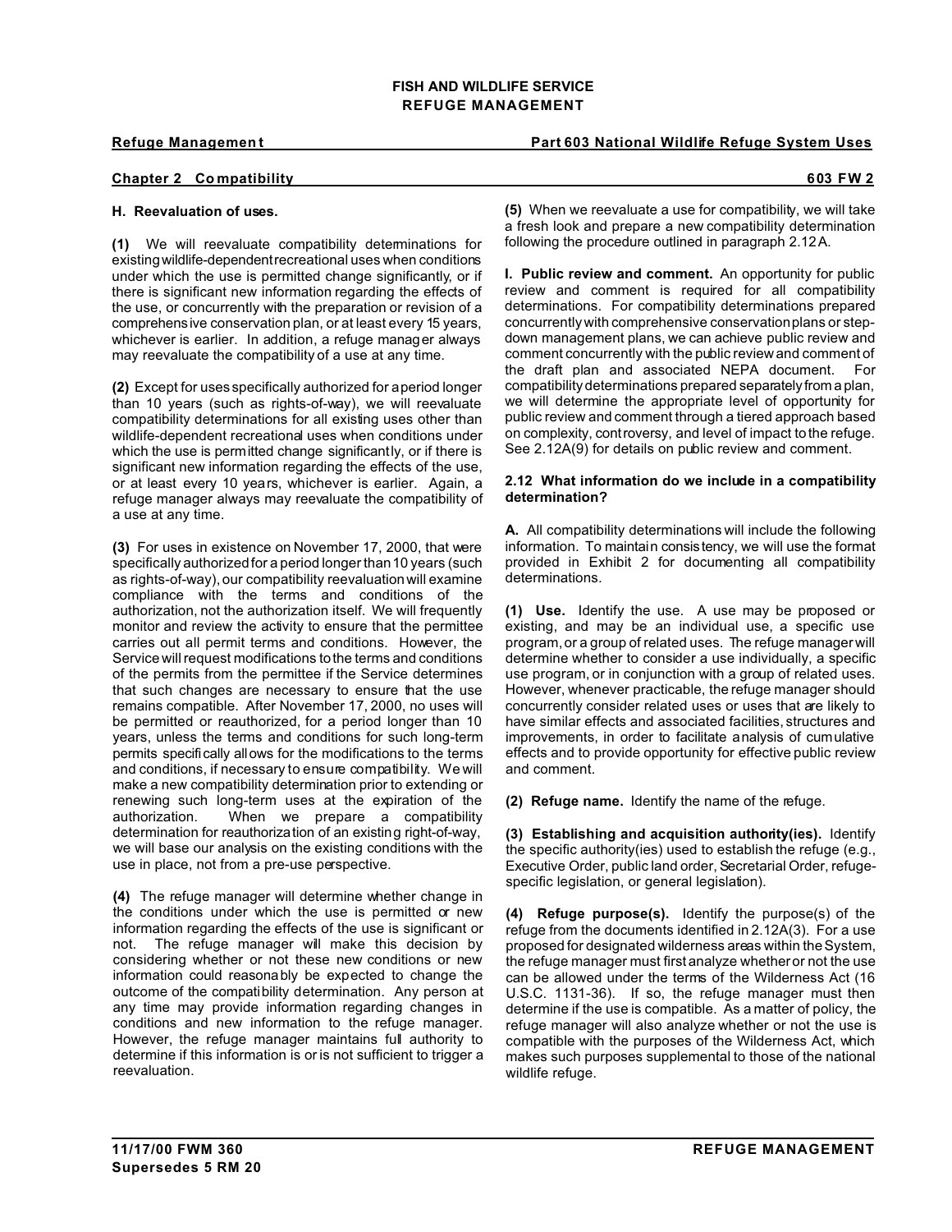**H. Reevaluation of uses.**

**(1)** We will reevaluate compatibility determinations for existing wildlife-dependent recreational uses when conditions under which the use is permitted change significantly, or if there is significant new information regarding the effects of the use, or concurrently with the preparation or revision of a comprehensive conservation plan, or at least every 15 years, whichever is earlier. In addition, a refuge manager always may reevaluate the compatibility of a use at any time.

**(2)** Except for uses specifically authorized for a period longer than 10 years (such as rights-of-way), we will reevaluate compatibility determinations for all existing uses other than wildlife-dependent recreational uses when conditions under which the use is permitted change significantly, or if there is significant new information regarding the effects of the use, or at least every 10 years, whichever is earlier. Again, a refuge manager always may reevaluate the compatibility of a use at any time.

**(3)** For uses in existence on November 17, 2000, that were specifically authorized for a period longer than 10 years (such as rights-of-way), our compatibility reevaluation will examine compliance with the terms and conditions of the authorization, not the authorization itself. We will frequently monitor and review the activity to ensure that the permittee carries out all permit terms and conditions. However, the Service will request modifications to the terms and conditions of the permits from the permittee if the Service determines that such changes are necessary to ensure that the use remains compatible. After November 17, 2000, no uses will be permitted or reauthorized, for a period longer than 10 years, unless the terms and conditions for such long-term permits specifically allows for the modifications to the terms and conditions, if necessary to ensure compatibility. We will make a new compatibility determination prior to extending or renewing such long-term uses at the expiration of the authorization. When we prepare a compatibility determination for reauthorization of an existing right-of-way, we will base our analysis on the existing conditions with the use in place, not from a pre-use perspective.

**(4)** The refuge manager will determine whether change in the conditions under which the use is permitted or new information regarding the effects of the use is significant or not. The refuge manager will make this decision by considering whether or not these new conditions or new information could reasonably be expected to change the outcome of the compatibility determination. Any person at any time may provide information regarding changes in conditions and new information to the refuge manager. However, the refuge manager maintains full authority to determine if this information is or is not sufficient to trigger a reevaluation.

**(5)** When we reevaluate a use for compatibility, we will take a fresh look and prepare a new compatibility determination following the procedure outlined in paragraph 2.12A.

**I. Public review and comment.** An opportunity for public review and comment is required for all compatibility determinations. For compatibility determinations prepared concurrently with comprehensive conservation plans or step-down management plans, we can achieve public review and comment concurrently with the public review and comment of the draft plan and associated NEPA document. For compatibility determinations prepared separately from a plan, we will determine the appropriate level of opportunity for public review and comment through a tiered approach based on complexity, controversy, and level of impact to the refuge. See 2.12A(9) for details on public review and comment.

### 2.12 What information do we include in a compatibility determination?

**A.** All compatibility determinations will include the following information. To maintain consistency, we will use the format provided in Exhibit 2 for documenting all compatibility determinations.

**(1) Use.** Identify the use. A use may be proposed or existing, and may be an individual use, a specific use program, or a group of related uses. The refuge manager will determine whether to consider a use individually, a specific use program, or in conjunction with a group of related uses. However, whenever practicable, the refuge manager should concurrently consider related uses or uses that are likely to have similar effects and associated facilities, structures and improvements, in order to facilitate analysis of cumulative effects and to provide opportunity for effective public review and comment.

**(2) Refuge name.** Identify the name of the refuge.

**(3) Establishing and acquisition authority(ies).** Identify the specific authority(ies) used to establish the refuge (e.g., Executive Order, public land order, Secretarial Order, refuge-specific legislation, or general legislation).

**(4) Refuge purpose(s).** Identify the purpose(s) of the refuge from the documents identified in 2.12A(3). For a use proposed for designated wilderness areas within the System, the refuge manager must first analyze whether or not the use can be allowed under the terms of the Wilderness Act (16 U.S.C. 1131-36). If so, the refuge manager must then determine if the use is compatible. As a matter of policy, the refuge manager will also analyze whether or not the use is compatible with the purposes of the Wilderness Act, which makes such purposes supplemental to those of the national wildlife refuge.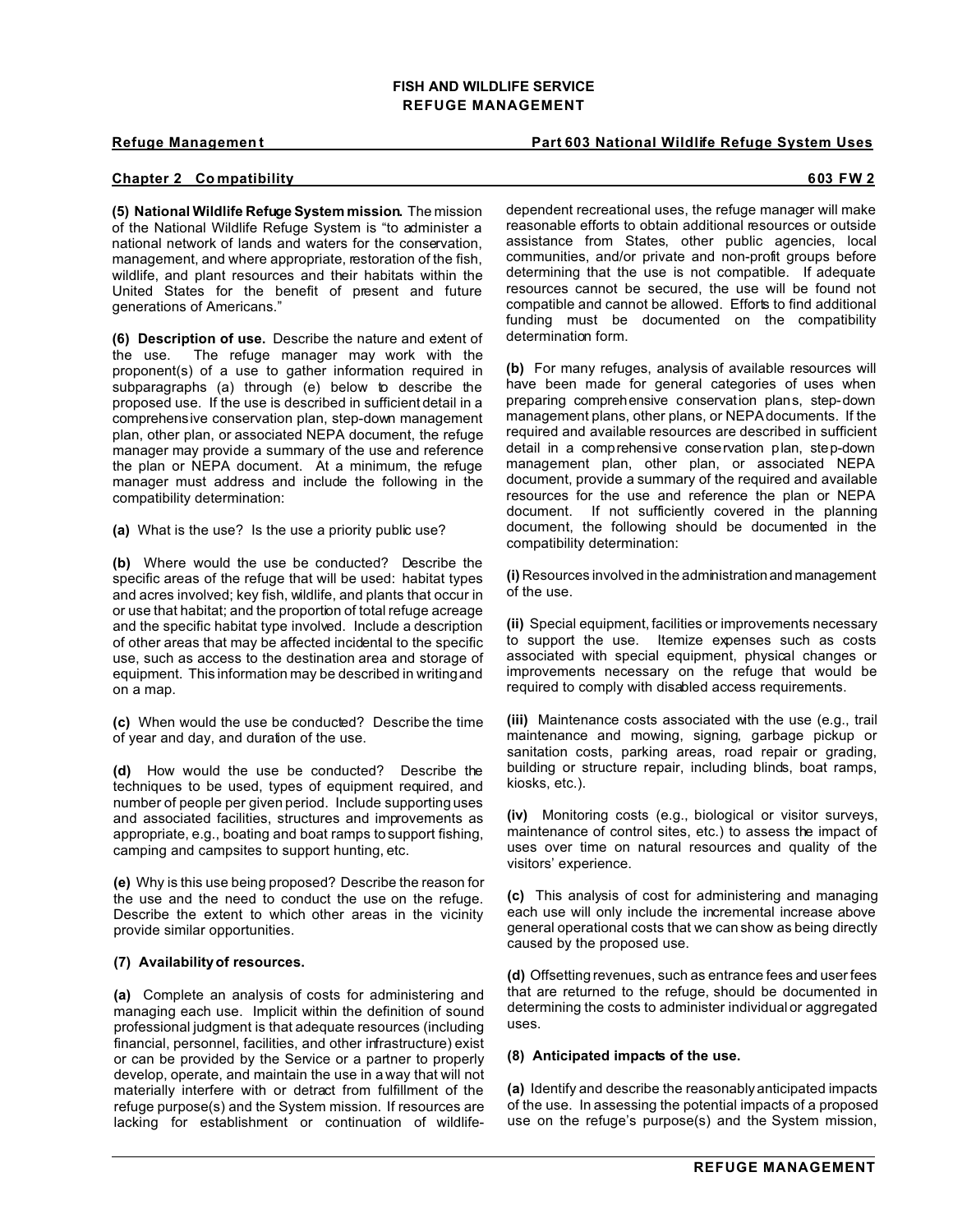**(5) National Wildlife Refuge System mission.** The mission of the National Wildlife Refuge System is "to administer a national network of lands and waters for the conservation, management, and where appropriate, restoration of the fish, wildlife, and plant resources and their habitats within the United States for the benefit of present and future generations of Americans."

**(6) Description of use.** Describe the nature and extent of the use. The refuge manager may work with the proponent(s) of a use to gather information required in subparagraphs (a) through (e) below to describe the proposed use. If the use is described in sufficient detail in a comprehensive conservation plan, step-down management plan, other plan, or associated NEPA document, the refuge manager may provide a summary of the use and reference the plan or NEPA document. At a minimum, the refuge manager must address and include the following in the compatibility determination:

**(a)** What is the use? Is the use a priority public use?

**(b)** Where would the use be conducted? Describe the specific areas of the refuge that will be used: habitat types and acres involved; key fish, wildlife, and plants that occur in or use that habitat; and the proportion of total refuge acreage and the specific habitat type involved. Include a description of other areas that may be affected incidental to the specific use, such as access to the destination area and storage of equipment. This information may be described in writing and on a map.

**(c)** When would the use be conducted? Describe the time of year and day, and duration of the use.

**(d)** How would the use be conducted? Describe the techniques to be used, types of equipment required, and number of people per given period. Include supporting uses and associated facilities, structures and improvements as appropriate, e.g., boating and boat ramps to support fishing, camping and campsites to support hunting, etc.

**(e)** Why is this use being proposed? Describe the reason for the use and the need to conduct the use on the refuge. Describe the extent to which other areas in the vicinity provide similar opportunities.

**(7) Availability of resources.**

**(a)** Complete an analysis of costs for administering and managing each use. Implicit within the definition of sound professional judgment is that adequate resources (including financial, personnel, facilities, and other infrastructure) exist or can be provided by the Service or a partner to properly develop, operate, and maintain the use in a way that will not materially interfere with or detract from fulfillment of the refuge purpose(s) and the System mission. If resources are lacking for establishment or continuation of wildlife-dependent recreational uses, the refuge manager will make reasonable efforts to obtain additional resources or outside assistance from States, other public agencies, local communities, and/or private and non-profit groups before determining that the use is not compatible. If adequate resources cannot be secured, the use will be found not compatible and cannot be allowed. Efforts to find additional funding must be documented on the compatibility determination form.

**(b)** For many refuges, analysis of available resources will have been made for general categories of uses when preparing comprehensive conservation plans, step-down management plans, other plans, or NEPA documents. If the required and available resources are described in sufficient detail in a comprehensive conservation plan, step-down management plan, other plan, or associated NEPA document, provide a summary of the required and available resources for the use and reference the plan or NEPA document. If not sufficiently covered in the planning document, the following should be documented in the compatibility determination:

**(i)** Resources involved in the administration and management of the use.

**(ii)** Special equipment, facilities or improvements necessary to support the use. Itemize expenses such as costs associated with special equipment, physical changes or improvements necessary on the refuge that would be required to comply with disabled access requirements.

**(iii)** Maintenance costs associated with the use (e.g., trail maintenance and mowing, signing, garbage pickup or sanitation costs, parking areas, road repair or grading, building or structure repair, including blinds, boat ramps, kiosks, etc.).

**(iv)** Monitoring costs (e.g., biological or visitor surveys, maintenance of control sites, etc.) to assess the impact of uses over time on natural resources and quality of the visitors' experience.

**(c)** This analysis of cost for administering and managing each use will only include the incremental increase above general operational costs that we can show as being directly caused by the proposed use.

**(d)** Offsetting revenues, such as entrance fees and user fees that are returned to the refuge, should be documented in determining the costs to administer individual or aggregated uses.

**(8) Anticipated impacts of the use.**

**(a)** Identify and describe the reasonably anticipated impacts of the use. In assessing the potential impacts of a proposed use on the refuge's purpose(s) and the System mission,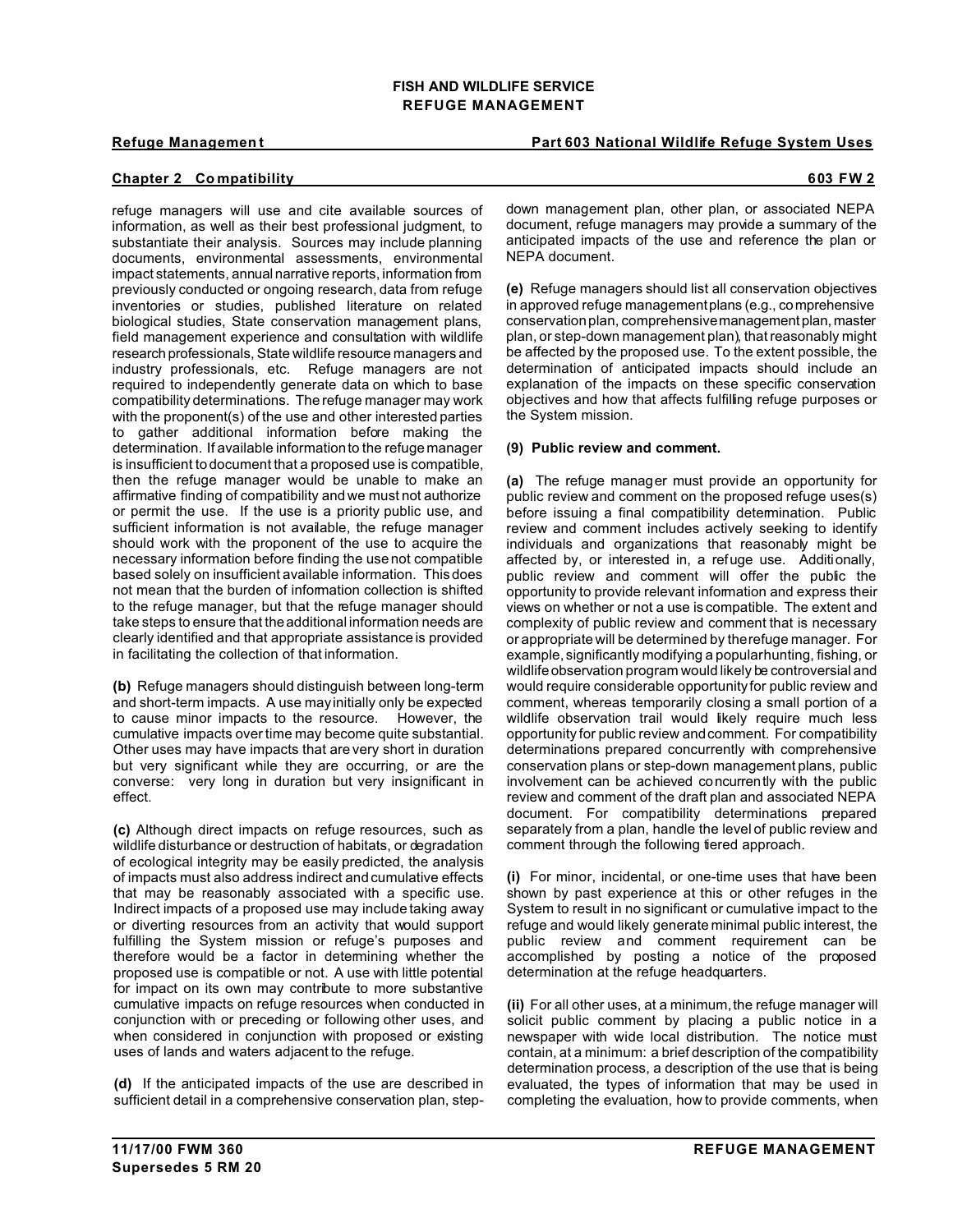refuge managers will use and cite available sources of information, as well as their best professional judgment, to substantiate their analysis. Sources may include planning documents, environmental assessments, environmental impact statements, annual narrative reports, information from previously conducted or ongoing research, data from refuge inventories or studies, published literature on related biological studies, State conservation management plans, field management experience and consultation with wildlife research professionals, State wildlife resource managers and industry professionals, etc. Refuge managers are not required to independently generate data on which to base compatibility determinations. The refuge manager may work with the proponent(s) of the use and other interested parties to gather additional information before making the determination. If available information to the refuge manager is insufficient to document that a proposed use is compatible, then the refuge manager would be unable to make an affirmative finding of compatibility and we must not authorize or permit the use. If the use is a priority public use, and sufficient information is not available, the refuge manager should work with the proponent of the use to acquire the necessary information before finding the use not compatible based solely on insufficient available information. This does not mean that the burden of information collection is shifted to the refuge manager, but that the refuge manager should take steps to ensure that the additional information needs are clearly identified and that appropriate assistance is provided in facilitating the collection of that information.

**(b)** Refuge managers should distinguish between long-term and short-term impacts. A use may initially only be expected to cause minor impacts to the resource. However, the cumulative impacts over time may become quite substantial. Other uses may have impacts that are very short in duration but very significant while they are occurring, or are the converse: very long in duration but very insignificant in effect.

**(c)** Although direct impacts on refuge resources, such as wildlife disturbance or destruction of habitats, or degradation of ecological integrity may be easily predicted, the analysis of impacts must also address indirect and cumulative effects that may be reasonably associated with a specific use. Indirect impacts of a proposed use may include taking away or diverting resources from an activity that would support fulfilling the System mission or refuge's purposes and therefore would be a factor in determining whether the proposed use is compatible or not. A use with little potential for impact on its own may contribute to more substantive cumulative impacts on refuge resources when conducted in conjunction with or preceding or following other uses, and when considered in conjunction with proposed or existing uses of lands and waters adjacent to the refuge.

**(d)** If the anticipated impacts of the use are described in sufficient detail in a comprehensive conservation plan, step-down management plan, other plan, or associated NEPA document, refuge managers may provide a summary of the anticipated impacts of the use and reference the plan or NEPA document.

**(e)** Refuge managers should list all conservation objectives in approved refuge management plans (e.g., comprehensive conservation plan, comprehensive management plan, master plan, or step-down management plan), that reasonably might be affected by the proposed use. To the extent possible, the determination of anticipated impacts should include an explanation of the impacts on these specific conservation objectives and how that affects fulfilling refuge purposes or the System mission.

**(9) Public review and comment.**

**(a)** The refuge manager must provide an opportunity for public review and comment on the proposed refuge uses(s) before issuing a final compatibility determination. Public review and comment includes actively seeking to identify individuals and organizations that reasonably might be affected by, or interested in, a refuge use. Additionally, public review and comment will offer the public the opportunity to provide relevant information and express their views on whether or not a use is compatible. The extent and complexity of public review and comment that is necessary or appropriate will be determined by the refuge manager. For example, significantly modifying a popular hunting, fishing, or wildlife observation program would likely be controversial and would require considerable opportunity for public review and comment, whereas temporarily closing a small portion of a wildlife observation trail would likely require much less opportunity for public review and comment. For compatibility determinations prepared concurrently with comprehensive conservation plans or step-down management plans, public involvement can be achieved concurrently with the public review and comment of the draft plan and associated NEPA document. For compatibility determinations prepared separately from a plan, handle the level of public review and comment through the following tiered approach.

**(i)** For minor, incidental, or one-time uses that have been shown by past experience at this or other refuges in the System to result in no significant or cumulative impact to the refuge and would likely generate minimal public interest, the public review and comment requirement can be accomplished by posting a notice of the proposed determination at the refuge headquarters.

**(ii)** For all other uses, at a minimum, the refuge manager will solicit public comment by placing a public notice in a newspaper with wide local distribution. The notice must contain, at a minimum: a brief description of the compatibility determination process, a description of the use that is being evaluated, the types of information that may be used in completing the evaluation, how to provide comments, when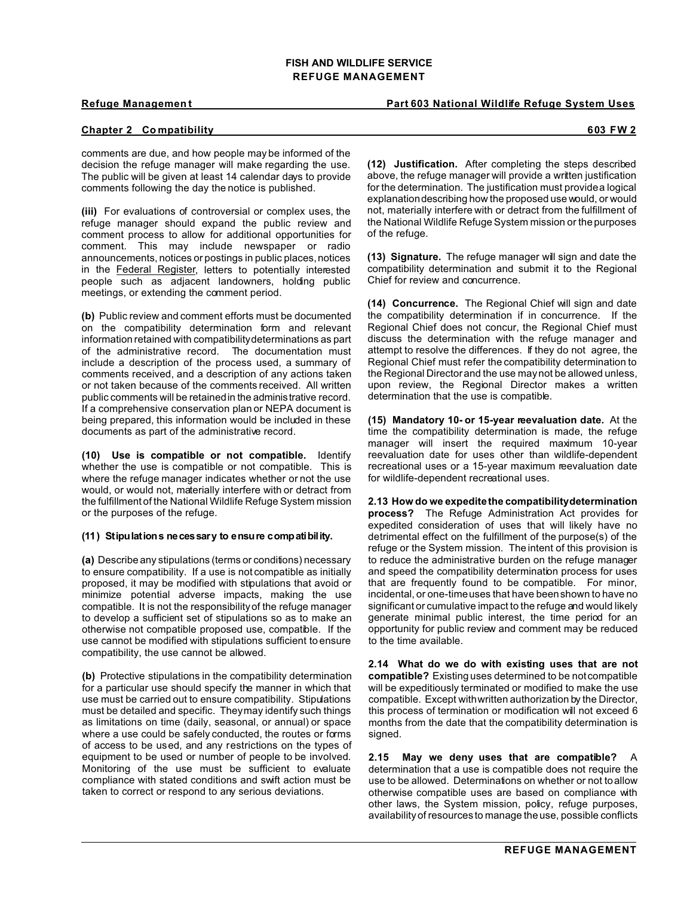comments are due, and how people may be informed of the decision the refuge manager will make regarding the use. The public will be given at least 14 calendar days to provide comments following the day the notice is published.

**(iii)** For evaluations of controversial or complex uses, the refuge manager should expand the public review and comment process to allow for additional opportunities for comment. This may include newspaper or radio announcements, notices or postings in public places, notices in the Federal Register, letters to potentially interested people such as adjacent landowners, holding public meetings, or extending the comment period.

**(b)** Public review and comment efforts must be documented on the compatibility determination form and relevant information retained with compatibility determinations as part of the administrative record. The documentation must include a description of the process used, a summary of comments received, and a description of any actions taken or not taken because of the comments received. All written public comments will be retained in the administrative record. If a comprehensive conservation plan or NEPA document is being prepared, this information would be included in these documents as part of the administrative record.

**(10) Use is compatible or not compatible.** Identify whether the use is compatible or not compatible. This is where the refuge manager indicates whether or not the use would, or would not, materially interfere with or detract from the fulfillment of the National Wildlife Refuge System mission or the purposes of the refuge.

**(11) Stipulations necessary to ensure compatibility.**

**(a)** Describe any stipulations (terms or conditions) necessary to ensure compatibility. If a use is not compatible as initially proposed, it may be modified with stipulations that avoid or minimize potential adverse impacts, making the use compatible. It is not the responsibility of the refuge manager to develop a sufficient set of stipulations so as to make an otherwise not compatible proposed use, compatible. If the use cannot be modified with stipulations sufficient to ensure compatibility, the use cannot be allowed.

**(b)** Protective stipulations in the compatibility determination for a particular use should specify the manner in which that use must be carried out to ensure compatibility. Stipulations must be detailed and specific. They may identify such things as limitations on time (daily, seasonal, or annual) or space where a use could be safely conducted, the routes or forms of access to be used, and any restrictions on the types of equipment to be used or number of people to be involved. Monitoring of the use must be sufficient to evaluate compliance with stated conditions and swift action must be taken to correct or respond to any serious deviations.

**(12) Justification.** After completing the steps described above, the refuge manager will provide a written justification for the determination. The justification must provide a logical explanation describing how the proposed use would, or would not, materially interfere with or detract from the fulfillment of the National Wildlife Refuge System mission or the purposes of the refuge.

**(13) Signature.** The refuge manager will sign and date the compatibility determination and submit it to the Regional Chief for review and concurrence.

**(14) Concurrence.** The Regional Chief will sign and date the compatibility determination if in concurrence. If the Regional Chief does not concur, the Regional Chief must discuss the determination with the refuge manager and attempt to resolve the differences. If they do not agree, the Regional Chief must refer the compatibility determination to the Regional Director and the use may not be allowed unless, upon review, the Regional Director makes a written determination that the use is compatible.

**(15) Mandatory 10- or 15-year reevaluation date.** At the time the compatibility determination is made, the refuge manager will insert the required maximum 10-year reevaluation date for uses other than wildlife-dependent recreational uses or a 15-year maximum reevaluation date for wildlife-dependent recreational uses.

**2.13 How do we expedite the compatibility determination process?** The Refuge Administration Act provides for expedited consideration of uses that will likely have no detrimental effect on the fulfillment of the purpose(s) of the refuge or the System mission. The intent of this provision is to reduce the administrative burden on the refuge manager and speed the compatibility determination process for uses that are frequently found to be compatible. For minor, incidental, or one-time uses that have been shown to have no significant or cumulative impact to the refuge and would likely generate minimal public interest, the time period for an opportunity for public review and comment may be reduced to the time available.

**2.14 What do we do with existing uses that are not compatible?** Existing uses determined to be not compatible will be expeditiously terminated or modified to make the use compatible. Except with written authorization by the Director, this process of termination or modification will not exceed 6 months from the date that the compatibility determination is signed.

**2.15 May we deny uses that are compatible?** A determination that a use is compatible does not require the use to be allowed. Determinations on whether or not to allow otherwise compatible uses are based on compliance with other laws, the System mission, policy, refuge purposes, availability of resources to manage the use, possible conflicts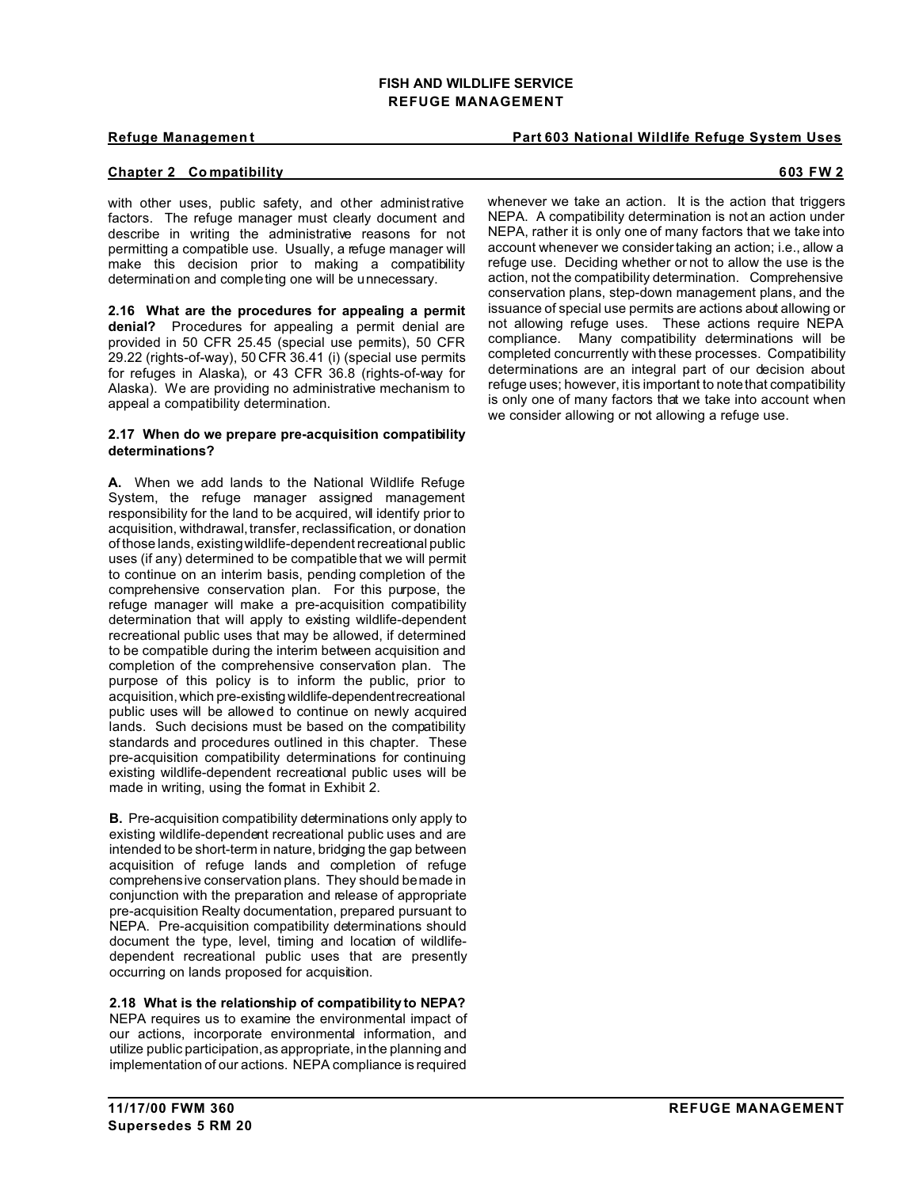with other uses, public safety, and other administrative factors. The refuge manager must clearly document and describe in writing the administrative reasons for not permitting a compatible use. Usually, a refuge manager will make this decision prior to making a compatibility determination and completing one will be unnecessary.

**2.16 What are the procedures for appealing a permit denial?** Procedures for appealing a permit denial are provided in 50 CFR 25.45 (special use permits), 50 CFR 29.22 (rights-of-way), 50 CFR 36.41 (i) (special use permits for refuges in Alaska), or 43 CFR 36.8 (rights-of-way for Alaska). We are providing no administrative mechanism to appeal a compatibility determination.

**2.17 When do we prepare pre-acquisition compatibility determinations?**

**A.** When we add lands to the National Wildlife Refuge System, the refuge manager assigned management responsibility for the land to be acquired, will identify prior to acquisition, withdrawal, transfer, reclassification, or donation of those lands, existing wildlife-dependent recreational public uses (if any) determined to be compatible that we will permit to continue on an interim basis, pending completion of the comprehensive conservation plan. For this purpose, the refuge manager will make a pre-acquisition compatibility determination that will apply to existing wildlife-dependent recreational public uses that may be allowed, if determined to be compatible during the interim between acquisition and completion of the comprehensive conservation plan. The purpose of this policy is to inform the public, prior to acquisition, which pre-existing wildlife-dependent recreational public uses will be allowed to continue on newly acquired lands. Such decisions must be based on the compatibility standards and procedures outlined in this chapter. These pre-acquisition compatibility determinations for continuing existing wildlife-dependent recreational public uses will be made in writing, using the format in Exhibit 2.

**B.** Pre-acquisition compatibility determinations only apply to existing wildlife-dependent recreational public uses and are intended to be short-term in nature, bridging the gap between acquisition of refuge lands and completion of refuge comprehensive conservation plans. They should be made in conjunction with the preparation and release of appropriate pre-acquisition Realty documentation, prepared pursuant to NEPA. Pre-acquisition compatibility determinations should document the type, level, timing and location of wildlife-dependent recreational public uses that are presently occurring on lands proposed for acquisition.

**2.18 What is the relationship of compatibility to NEPA?** NEPA requires us to examine the environmental impact of our actions, incorporate environmental information, and utilize public participation, as appropriate, in the planning and implementation of our actions. NEPA compliance is required whenever we take an action. It is the action that triggers NEPA. A compatibility determination is not an action under NEPA, rather it is only one of many factors that we take into account whenever we consider taking an action; i.e., allow a refuge use. Deciding whether or not to allow the use is the action, not the compatibility determination. Comprehensive conservation plans, step-down management plans, and the issuance of special use permits are actions about allowing or not allowing refuge uses. These actions require NEPA compliance. Many compatibility determinations will be completed concurrently with these processes. Compatibility determinations are an integral part of our decision about refuge uses; however, it is important to note that compatibility is only one of many factors that we take into account when we consider allowing or not allowing a refuge use.